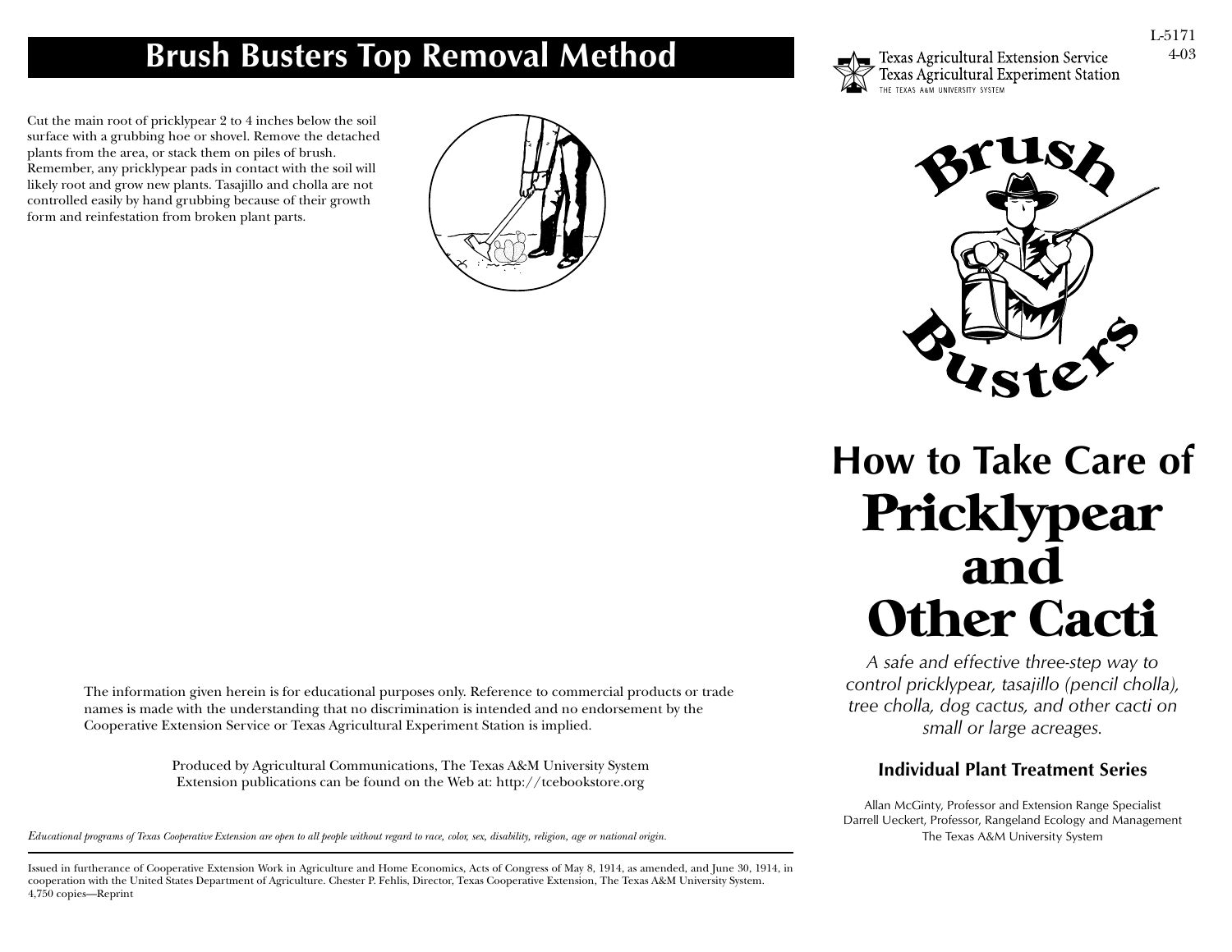## Brush Busters Top Removal Method

Cut the main root of pricklypear 2 to 4 inches below the soil surface with a grubbing hoe or shovel. Remove the detached plants from the area, or stack them on piles of brush. Remember, any pricklypear pads in contact with the soil will likely root and grow new plants. Tasajillo and cholla are not controlled easily by hand grubbing because of their growth form and reinfestation from broken plant parts.

The information given herein is for educational purposes only. Reference to commercial products or trade names is made with the understanding that no discrimination is intended and no endorsement by the Cooperative Extension Service or Texas Agricultural Experiment Station is implied.

Produced by Agricultural Communications, The Texas A&M University System
Extension publications can be found on the Web at: http://tcebookstore.org

*Educational programs of Texas Cooperative Extension are open to all people without regard to race, color, sex, disability, religion, age or national origin.*

---

Issued in furtherance of Cooperative Extension Work in Agriculture and Home Economics, Acts of Congress of May 8, 1914, as amended, and June 30, 1914, in cooperation with the United States Department of Agriculture. Chester P. Fehlis, Director, Texas Cooperative Extension, The Texas A&M University System.
4,750 copies—Reprint

L-5171
4-03

Texas Agricultural Extension Service
Texas Agricultural Experiment Station
THE TEXAS A&M UNIVERSITY SYSTEM

Brush Busters

# How to Take Care of Pricklypear and Other Cacti

*A safe and effective three-step way to control pricklypear, tasajillo (pencil cholla), tree cholla, dog cactus, and other cacti on small or large acreages.*

**Individual Plant Treatment Series**

Allan McGinty, Professor and Extension Range Specialist
Darrell Ueckert, Professor, Rangeland Ecology and Management
The Texas A&M University System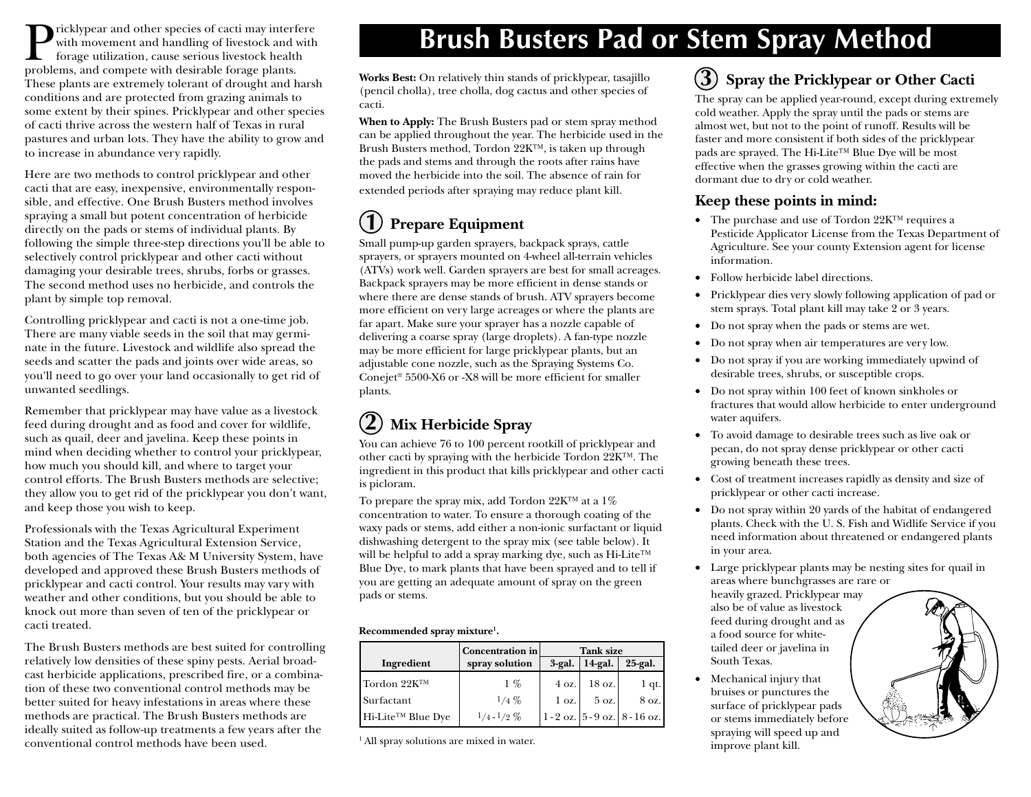Pricklypear and other species of cacti may interfere with movement and handling of livestock and with forage utilization, cause serious livestock health problems, and compete with desirable forage plants. These plants are extremely tolerant of drought and harsh conditions and are protected from grazing animals to some extent by their spines. Pricklypear and other species of cacti thrive across the western half of Texas in rural pastures and urban lots. They have the ability to grow and to increase in abundance very rapidly.

Here are two methods to control pricklypear and other cacti that are easy, inexpensive, environmentally responsible, and effective. One Brush Busters method involves spraying a small but potent concentration of herbicide directly on the pads or stems of individual plants. By following the simple three-step directions you'll be able to selectively control pricklypear and other cacti without damaging your desirable trees, shrubs, forbs or grasses. The second method uses no herbicide, and controls the plant by simple top removal.

Controlling pricklypear and cacti is not a one-time job. There are many viable seeds in the soil that may germinate in the future. Livestock and wildlife also spread the seeds and scatter the pads and joints over wide areas, so you'll need to go over your land occasionally to get rid of unwanted seedlings.

Remember that pricklypear may have value as a livestock feed during drought and as food and cover for wildlife, such as quail, deer and javelina. Keep these points in mind when deciding whether to control your pricklypear, how much you should kill, and where to target your control efforts. The Brush Busters methods are selective; they allow you to get rid of the pricklypear you don't want, and keep those you wish to keep.

Professionals with the Texas Agricultural Experiment Station and the Texas Agricultural Extension Service, both agencies of The Texas A& M University System, have developed and approved these Brush Busters methods of pricklypear and cacti control. Your results may vary with weather and other conditions, but you should be able to knock out more than seven of ten of the pricklypear or cacti treated.

The Brush Busters methods are best suited for controlling relatively low densities of these spiny pests. Aerial broadcast herbicide applications, prescribed fire, or a combination of these two conventional control methods may be better suited for heavy infestations in areas where these methods are practical. The Brush Busters methods are ideally suited as follow-up treatments a few years after the conventional control methods have been used.

# Brush Busters Pad or Stem Spray Method

**Works Best:** On relatively thin stands of pricklypear, tasajillo (pencil cholla), tree cholla, dog cactus and other species of cacti.

**When to Apply:** The Brush Busters pad or stem spray method can be applied throughout the year. The herbicide used in the Brush Busters method, Tordon 22K™, is taken up through the pads and stems and through the roots after rains have moved the herbicide into the soil. The absence of rain for extended periods after spraying may reduce plant kill.

## ① Prepare Equipment

Small pump-up garden sprayers, backpack sprays, cattle sprayers, or sprayers mounted on 4-wheel all-terrain vehicles (ATVs) work well. Garden sprayers are best for small acreages. Backpack sprayers may be more efficient in dense stands or where there are dense stands of brush. ATV sprayers become more efficient on very large acreages or where the plants are far apart. Make sure your sprayer has a nozzle capable of delivering a coarse spray (large droplets). A fan-type nozzle may be more efficient for large pricklypear plants, but an adjustable cone nozzle, such as the Spraying Systems Co. Conejet® 5500-X6 or -X8 will be more efficient for smaller plants.

## ② Mix Herbicide Spray

You can achieve 76 to 100 percent rootkill of pricklypear and other cacti by spraying with the herbicide Tordon 22K™. The ingredient in this product that kills pricklypear and other cacti is picloram.

To prepare the spray mix, add Tordon 22K™ at a 1% concentration to water. To ensure a thorough coating of the waxy pads or stems, add either a non-ionic surfactant or liquid dishwashing detergent to the spray mix (see table below). It will be helpful to add a spray marking dye, such as Hi-Lite™ Blue Dye, to mark plants that have been sprayed and to tell if you are getting an adequate amount of spray on the green pads or stems.

**Recommended spray mixture[1].**

| Ingredient | Concentration in spray solution | Tank size | | |
|---|---|---|---|---|
| | | 3-gal. | 14-gal. | 25-gal. |
| Tordon 22K™ | 1 % | 4 oz. | 18 oz. | 1 qt. |
| Surfactant | 1/4 % | 1 oz. | 5 oz. | 8 oz. |
| Hi-Lite™ Blue Dye | 1/4 - 1/2 % | 1 - 2 oz. | 5 - 9 oz. | 8 - 16 oz. |

[1] All spray solutions are mixed in water.

## ③ Spray the Pricklypear or Other Cacti

The spray can be applied year-round, except during extremely cold weather. Apply the spray until the pads or stems are almost wet, but not to the point of runoff. Results will be faster and more consistent if both sides of the pricklypear pads are sprayed. The Hi-Lite™ Blue Dye will be most effective when the grasses growing within the cacti are dormant due to dry or cold weather.

### Keep these points in mind:

- The purchase and use of Tordon 22K™ requires a Pesticide Applicator License from the Texas Department of Agriculture. See your county Extension agent for license information.
- Follow herbicide label directions.
- Pricklypear dies very slowly following application of pad or stem sprays. Total plant kill may take 2 or 3 years.
- Do not spray when the pads or stems are wet.
- Do not spray when air temperatures are very low.
- Do not spray if you are working immediately upwind of desirable trees, shrubs, or susceptible crops.
- Do not spray within 100 feet of known sinkholes or fractures that would allow herbicide to enter underground water aquifers.
- To avoid damage to desirable trees such as live oak or pecan, do not spray dense pricklypear or other cacti growing beneath these trees.
- Cost of treatment increases rapidly as density and size of pricklypear or other cacti increase.
- Do not spray within 20 yards of the habitat of endangered plants. Check with the U. S. Fish and Widlife Service if you need information about threatened or endangered plants in your area.
- Large pricklypear plants may be nesting sites for quail in areas where bunchgrasses are rare or heavily grazed. Pricklypear may also be of value as livestock feed during drought and as a food source for white-tailed deer or javelina in South Texas.
- Mechanical injury that bruises or punctures the surface of pricklypear pads or stems immediately before spraying will speed up and improve plant kill.